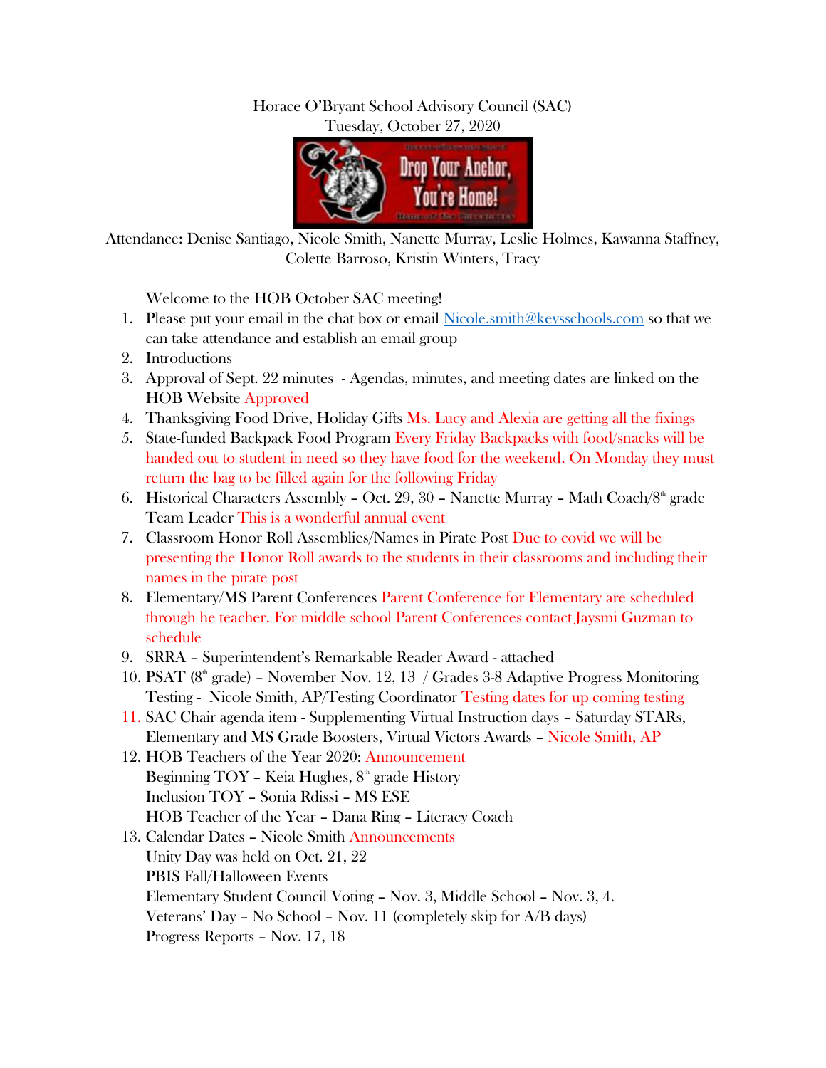Horace O'Bryant School Advisory Council (SAC)
Tuesday, October 27, 2020

Attendance: Denise Santiago, Nicole Smith, Nanette Murray, Leslie Holmes, Kawanna Staffney, Colette Barroso, Kristin Winters, Tracy

Welcome to the HOB October SAC meeting!

1. Please put your email in the chat box or email [Nicole.smith@keysschools.com](mailto:Nicole.smith@keysschools.com) so that we can take attendance and establish an email group
2. Introductions
3. Approval of Sept. 22 minutes - Agendas, minutes, and meeting dates are linked on the HOB Website Approved
4. Thanksgiving Food Drive, Holiday Gifts Ms. Lucy and Alexia are getting all the fixings
5. State-funded Backpack Food Program Every Friday Backpacks with food/snacks will be handed out to student in need so they have food for the weekend. On Monday they must return the bag to be filled again for the following Friday
6. Historical Characters Assembly – Oct. 29, 30 – Nanette Murray – Math Coach/8th grade Team Leader This is a wonderful annual event
7. Classroom Honor Roll Assemblies/Names in Pirate Post Due to covid we will be presenting the Honor Roll awards to the students in their classrooms and including their names in the pirate post
8. Elementary/MS Parent Conferences Parent Conference for Elementary are scheduled through he teacher. For middle school Parent Conferences contact Jaysmi Guzman to schedule
9. SRRA – Superintendent's Remarkable Reader Award - attached
10. PSAT (8th grade) – November Nov. 12, 13 / Grades 3-8 Adaptive Progress Monitoring Testing - Nicole Smith, AP/Testing Coordinator Testing dates for up coming testing
11. SAC Chair agenda item - Supplementing Virtual Instruction days – Saturday STARs, Elementary and MS Grade Boosters, Virtual Victors Awards – Nicole Smith, AP
12. HOB Teachers of the Year 2020: Announcement
    Beginning TOY – Keia Hughes, 8th grade History
    Inclusion TOY – Sonia Rdissi – MS ESE
    HOB Teacher of the Year – Dana Ring – Literacy Coach
13. Calendar Dates – Nicole Smith Announcements
    Unity Day was held on Oct. 21, 22
    PBIS Fall/Halloween Events
    Elementary Student Council Voting – Nov. 3, Middle School – Nov. 3, 4.
    Veterans' Day – No School – Nov. 11 (completely skip for A/B days)
    Progress Reports – Nov. 17, 18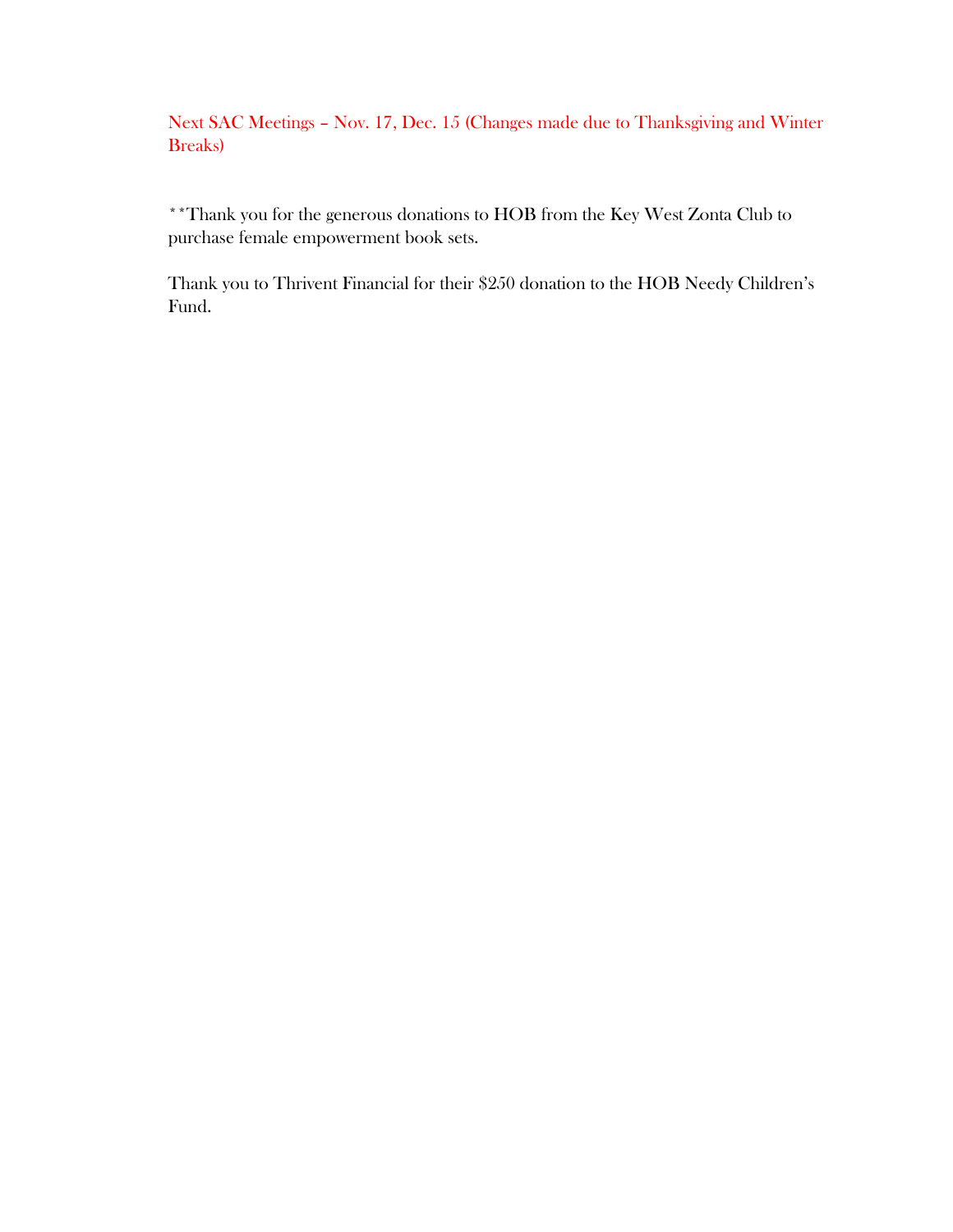Next SAC Meetings – Nov. 17, Dec. 15 (Changes made due to Thanksgiving and Winter Breaks)

**Thank you for the generous donations to HOB from the Key West Zonta Club to purchase female empowerment book sets.

Thank you to Thrivent Financial for their $250 donation to the HOB Needy Children's Fund.